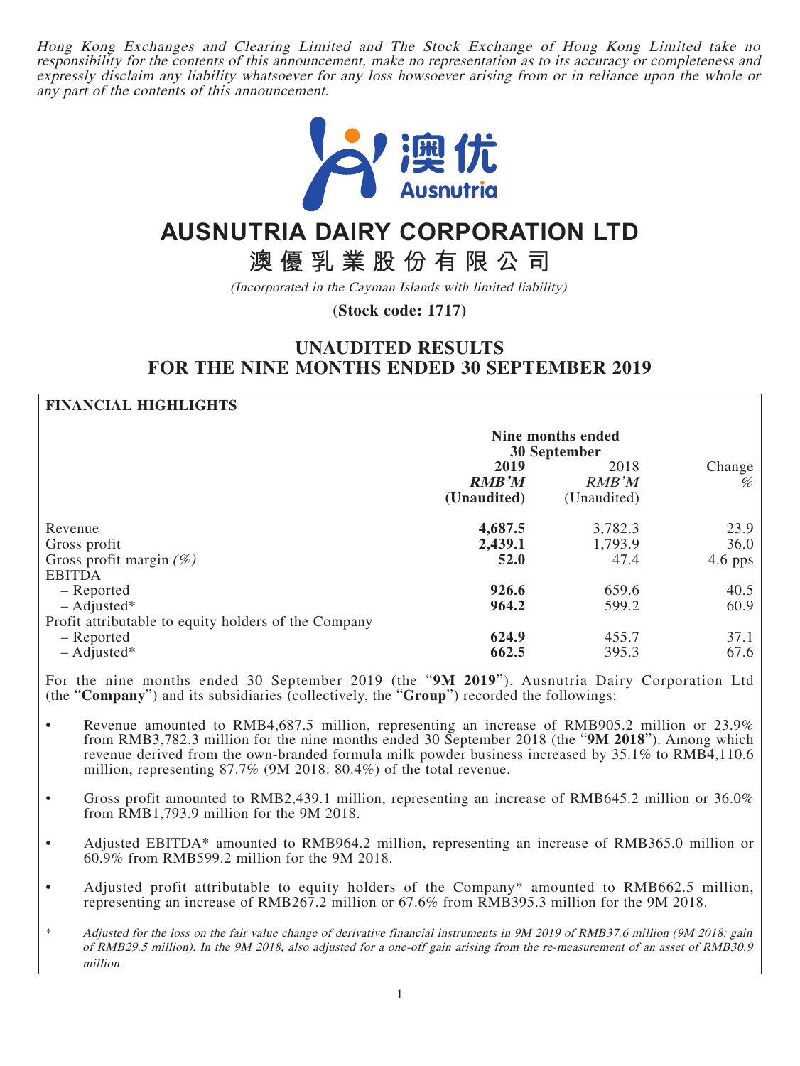*Hong Kong Exchanges and Clearing Limited and The Stock Exchange of Hong Kong Limited take no responsibility for the contents of this announcement, make no representation as to its accuracy or completeness and expressly disclaim any liability whatsoever for any loss howsoever arising from or in reliance upon the whole or any part of the contents of this announcement.*

# AUSNUTRIA DAIRY CORPORATION LTD

# 澳優乳業股份有限公司

*(Incorporated in the Cayman Islands with limited liability)*

**(Stock code: 1717)**

## UNAUDITED RESULTS FOR THE NINE MONTHS ENDED 30 SEPTEMBER 2019

### FINANCIAL HIGHLIGHTS

| | Nine months ended 30 September | | |
|---|---|---|---|
| | **2019** | 2018 | Change |
| | ***RMB'M*** | *RMB'M* | *%* |
| | **(Unaudited)** | (Unaudited) | |
| Revenue | **4,687.5** | 3,782.3 | 23.9 |
| Gross profit | **2,439.1** | 1,793.9 | 36.0 |
| Gross profit margin *(%)* | **52.0** | 47.4 | 4.6 pps |
| EBITDA | | | |
| – Reported | **926.6** | 659.6 | 40.5 |
| – Adjusted* | **964.2** | 599.2 | 60.9 |
| Profit attributable to equity holders of the Company | | | |
| – Reported | **624.9** | 455.7 | 37.1 |
| – Adjusted* | **662.5** | 395.3 | 67.6 |

For the nine months ended 30 September 2019 (the "**9M 2019**"), Ausnutria Dairy Corporation Ltd (the "**Company**") and its subsidiaries (collectively, the "**Group**") recorded the followings:

- Revenue amounted to RMB4,687.5 million, representing an increase of RMB905.2 million or 23.9% from RMB3,782.3 million for the nine months ended 30 September 2018 (the "**9M 2018**"). Among which revenue derived from the own-branded formula milk powder business increased by 35.1% to RMB4,110.6 million, representing 87.7% (9M 2018: 80.4%) of the total revenue.
- Gross profit amounted to RMB2,439.1 million, representing an increase of RMB645.2 million or 36.0% from RMB1,793.9 million for the 9M 2018.
- Adjusted EBITDA* amounted to RMB964.2 million, representing an increase of RMB365.0 million or 60.9% from RMB599.2 million for the 9M 2018.
- Adjusted profit attributable to equity holders of the Company* amounted to RMB662.5 million, representing an increase of RMB267.2 million or 67.6% from RMB395.3 million for the 9M 2018.

\* *Adjusted for the loss on the fair value change of derivative financial instruments in 9M 2019 of RMB37.6 million (9M 2018: gain of RMB29.5 million). In the 9M 2018, also adjusted for a one-off gain arising from the re-measurement of an asset of RMB30.9 million.*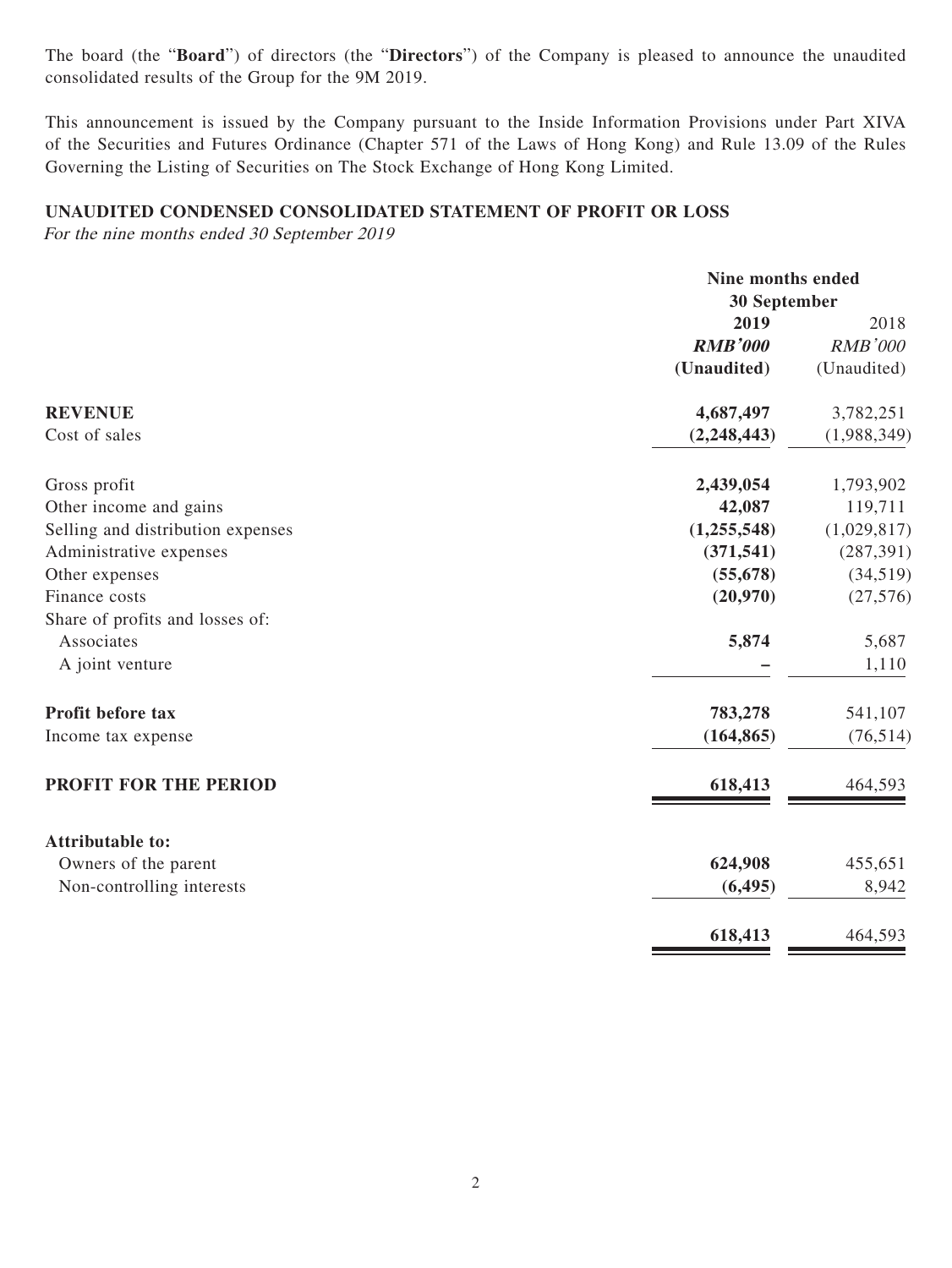The board (the "**Board**") of directors (the "**Directors**") of the Company is pleased to announce the unaudited consolidated results of the Group for the 9M 2019.

This announcement is issued by the Company pursuant to the Inside Information Provisions under Part XIVA of the Securities and Futures Ordinance (Chapter 571 of the Laws of Hong Kong) and Rule 13.09 of the Rules Governing the Listing of Securities on The Stock Exchange of Hong Kong Limited.

## UNAUDITED CONDENSED CONSOLIDATED STATEMENT OF PROFIT OR LOSS

*For the nine months ended 30 September 2019*

| | Nine months ended 30 September | |
|---|---|---|
| | **2019** | 2018 |
| | ***RMB'000*** | *RMB'000* |
| | **(Unaudited)** | (Unaudited) |
| **REVENUE** | **4,687,497** | 3,782,251 |
| Cost of sales | **(2,248,443)** | (1,988,349) |
| Gross profit | **2,439,054** | 1,793,902 |
| Other income and gains | **42,087** | 119,711 |
| Selling and distribution expenses | **(1,255,548)** | (1,029,817) |
| Administrative expenses | **(371,541)** | (287,391) |
| Other expenses | **(55,678)** | (34,519) |
| Finance costs | **(20,970)** | (27,576) |
| Share of profits and losses of: | | |
| Associates | **5,874** | 5,687 |
| A joint venture | **–** | 1,110 |
| **Profit before tax** | **783,278** | 541,107 |
| Income tax expense | **(164,865)** | (76,514) |
| **PROFIT FOR THE PERIOD** | **618,413** | 464,593 |
| **Attributable to:** | | |
| Owners of the parent | **624,908** | 455,651 |
| Non-controlling interests | **(6,495)** | 8,942 |
| | **618,413** | 464,593 |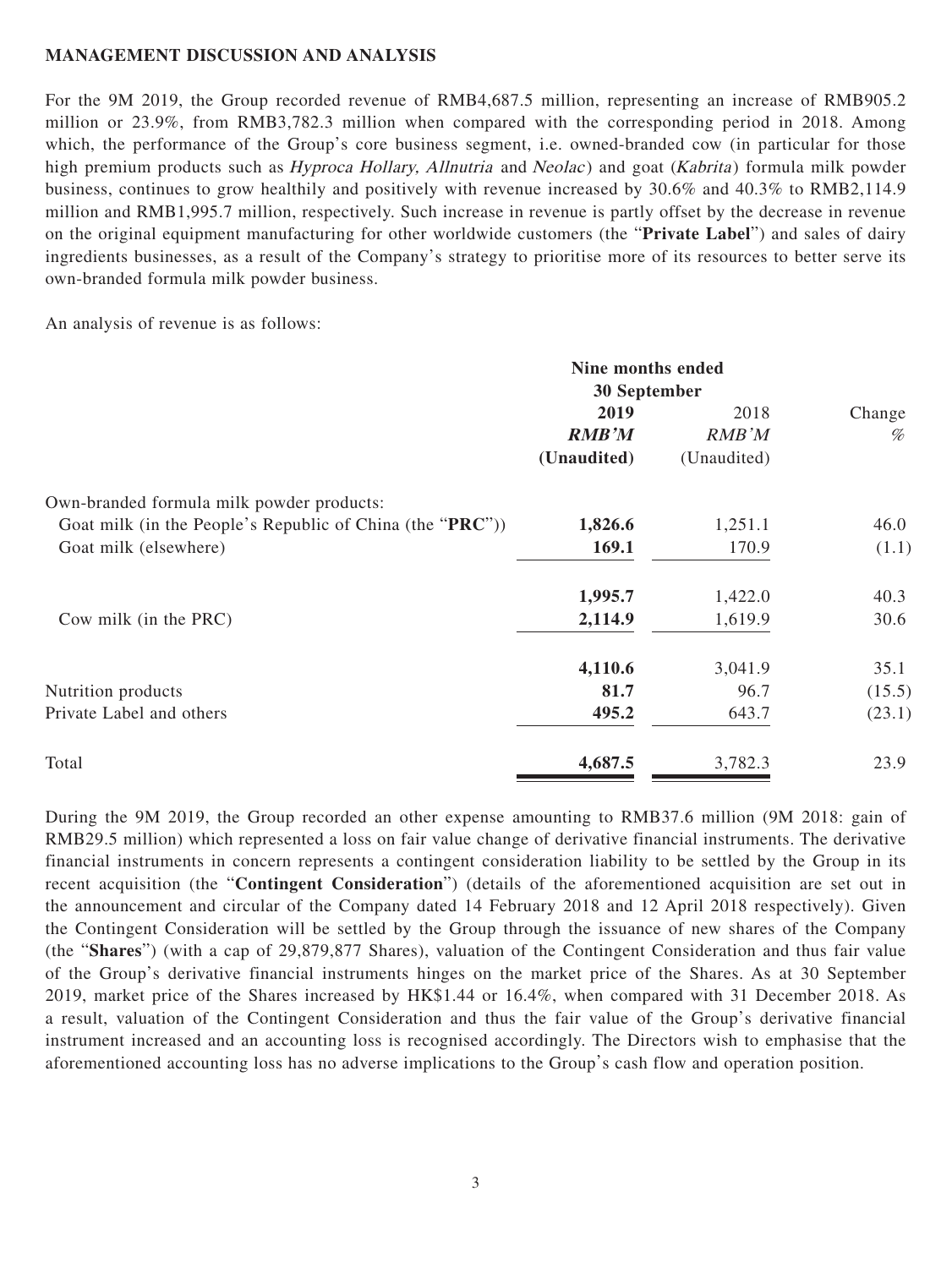**MANAGEMENT DISCUSSION AND ANALYSIS**

For the 9M 2019, the Group recorded revenue of RMB4,687.5 million, representing an increase of RMB905.2 million or 23.9%, from RMB3,782.3 million when compared with the corresponding period in 2018. Among which, the performance of the Group's core business segment, i.e. owned-branded cow (in particular for those high premium products such as *Hyproca Hollary, Allnutria* and *Neolac*) and goat (*Kabrita*) formula milk powder business, continues to grow healthily and positively with revenue increased by 30.6% and 40.3% to RMB2,114.9 million and RMB1,995.7 million, respectively. Such increase in revenue is partly offset by the decrease in revenue on the original equipment manufacturing for other worldwide customers (the "**Private Label**") and sales of dairy ingredients businesses, as a result of the Company's strategy to prioritise more of its resources to better serve its own-branded formula milk powder business.

An analysis of revenue is as follows:

| | **Nine months ended 30 September** | | |
|---|---|---|---|
| | **2019** | 2018 | Change |
| | ***RMB'M*** | *RMB'M* | *%* |
| | **(Unaudited)** | (Unaudited) | |
| Own-branded formula milk powder products: | | | |
| Goat milk (in the People's Republic of China (the "**PRC**")) | **1,826.6** | 1,251.1 | 46.0 |
| Goat milk (elsewhere) | **169.1** | 170.9 | (1.1) |
| | **1,995.7** | 1,422.0 | 40.3 |
| Cow milk (in the PRC) | **2,114.9** | 1,619.9 | 30.6 |
| | **4,110.6** | 3,041.9 | 35.1 |
| Nutrition products | **81.7** | 96.7 | (15.5) |
| Private Label and others | **495.2** | 643.7 | (23.1) |
| Total | **4,687.5** | 3,782.3 | 23.9 |

During the 9M 2019, the Group recorded an other expense amounting to RMB37.6 million (9M 2018: gain of RMB29.5 million) which represented a loss on fair value change of derivative financial instruments. The derivative financial instruments in concern represents a contingent consideration liability to be settled by the Group in its recent acquisition (the "**Contingent Consideration**") (details of the aforementioned acquisition are set out in the announcement and circular of the Company dated 14 February 2018 and 12 April 2018 respectively). Given the Contingent Consideration will be settled by the Group through the issuance of new shares of the Company (the "**Shares**") (with a cap of 29,879,877 Shares), valuation of the Contingent Consideration and thus fair value of the Group's derivative financial instruments hinges on the market price of the Shares. As at 30 September 2019, market price of the Shares increased by HK$1.44 or 16.4%, when compared with 31 December 2018. As a result, valuation of the Contingent Consideration and thus the fair value of the Group's derivative financial instrument increased and an accounting loss is recognised accordingly. The Directors wish to emphasise that the aforementioned accounting loss has no adverse implications to the Group's cash flow and operation position.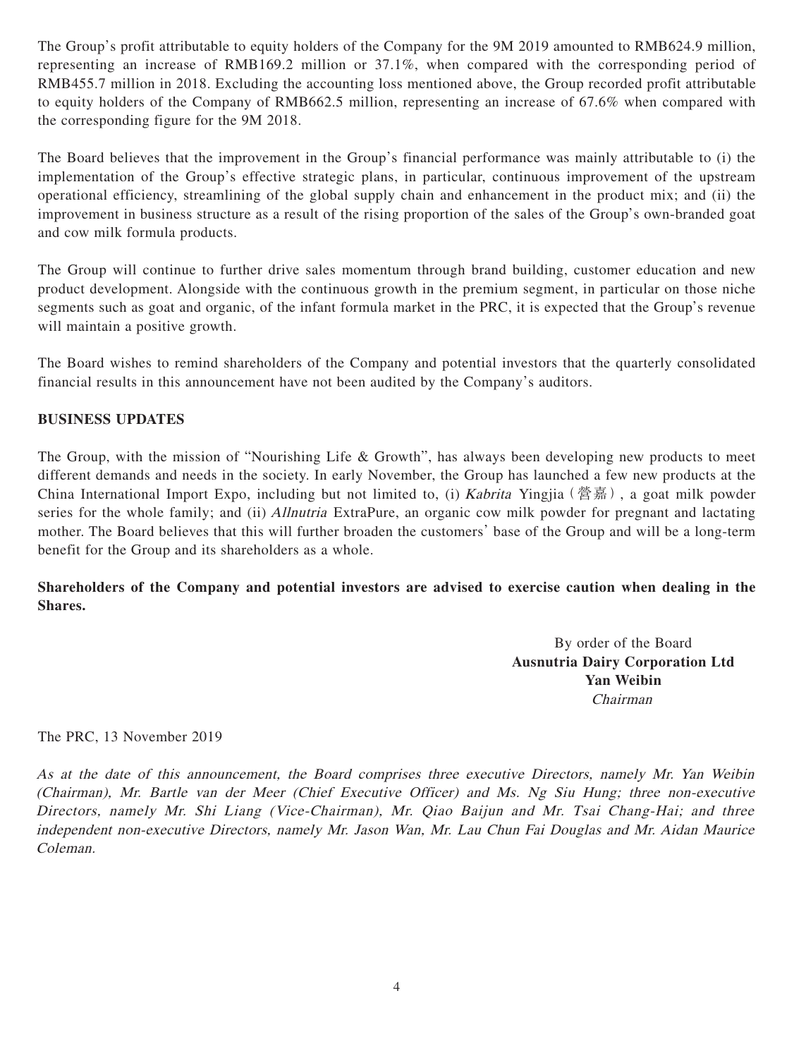The Group's profit attributable to equity holders of the Company for the 9M 2019 amounted to RMB624.9 million, representing an increase of RMB169.2 million or 37.1%, when compared with the corresponding period of RMB455.7 million in 2018. Excluding the accounting loss mentioned above, the Group recorded profit attributable to equity holders of the Company of RMB662.5 million, representing an increase of 67.6% when compared with the corresponding figure for the 9M 2018.

The Board believes that the improvement in the Group's financial performance was mainly attributable to (i) the implementation of the Group's effective strategic plans, in particular, continuous improvement of the upstream operational efficiency, streamlining of the global supply chain and enhancement in the product mix; and (ii) the improvement in business structure as a result of the rising proportion of the sales of the Group's own-branded goat and cow milk formula products.

The Group will continue to further drive sales momentum through brand building, customer education and new product development. Alongside with the continuous growth in the premium segment, in particular on those niche segments such as goat and organic, of the infant formula market in the PRC, it is expected that the Group's revenue will maintain a positive growth.

The Board wishes to remind shareholders of the Company and potential investors that the quarterly consolidated financial results in this announcement have not been audited by the Company's auditors.

**BUSINESS UPDATES**

The Group, with the mission of "Nourishing Life & Growth", has always been developing new products to meet different demands and needs in the society. In early November, the Group has launched a few new products at the China International Import Expo, including but not limited to, (i) *Kabrita* Yingjia（營嘉）, a goat milk powder series for the whole family; and (ii) *Allnutria* ExtraPure, an organic cow milk powder for pregnant and lactating mother. The Board believes that this will further broaden the customers' base of the Group and will be a long-term benefit for the Group and its shareholders as a whole.

**Shareholders of the Company and potential investors are advised to exercise caution when dealing in the Shares.**

By order of the Board
**Ausnutria Dairy Corporation Ltd**
**Yan Weibin**
*Chairman*

The PRC, 13 November 2019

*As at the date of this announcement, the Board comprises three executive Directors, namely Mr. Yan Weibin (Chairman), Mr. Bartle van der Meer (Chief Executive Officer) and Ms. Ng Siu Hung; three non-executive Directors, namely Mr. Shi Liang (Vice-Chairman), Mr. Qiao Baijun and Mr. Tsai Chang-Hai; and three independent non-executive Directors, namely Mr. Jason Wan, Mr. Lau Chun Fai Douglas and Mr. Aidan Maurice Coleman.*